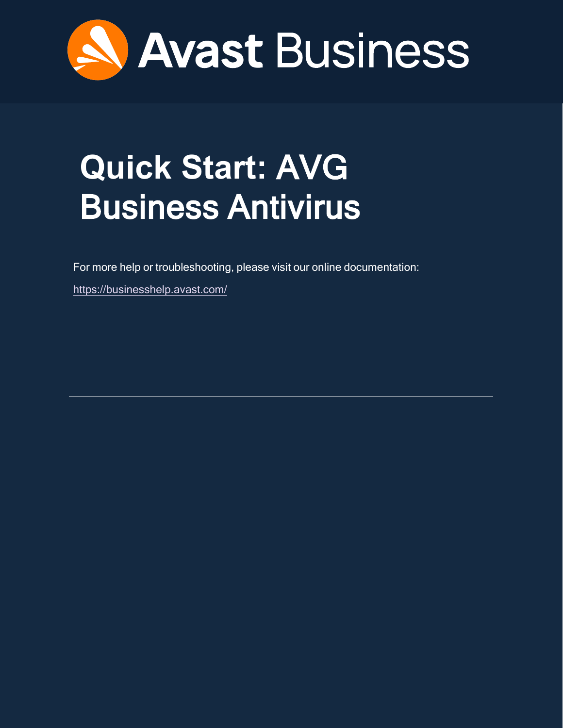Avast Business

# Quick Start: AVG Business Antivirus

For more help or troubleshooting, please visit our online documentation:

https://businesshelp.avast.com/

---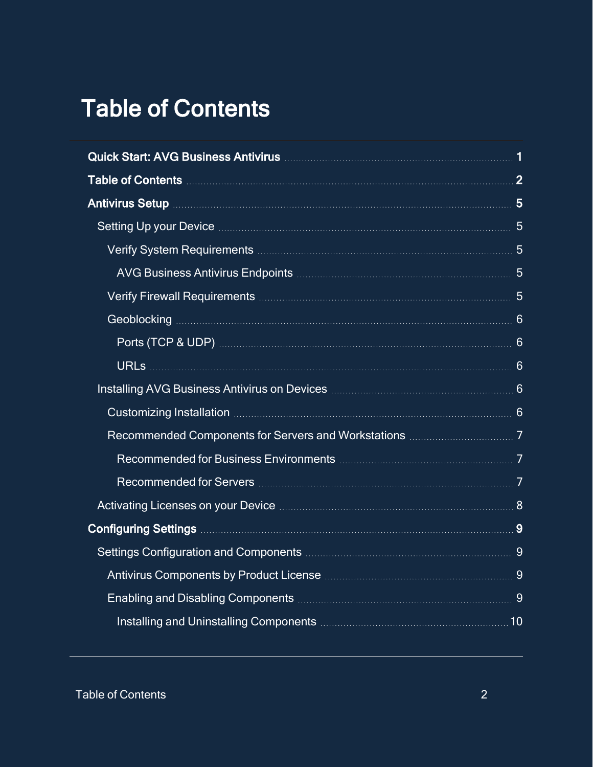# Table of Contents

- **Quick Start: AVG Business Antivirus** 1
- **Table of Contents** 2
- **Antivirus Setup** 5
  - Setting Up your Device 5
    - Verify System Requirements 5
      - AVG Business Antivirus Endpoints 5
    - Verify Firewall Requirements 5
    - Geoblocking 6
      - Ports (TCP & UDP) 6
      - URLs 6
  - Installing AVG Business Antivirus on Devices 6
    - Customizing Installation 6
    - Recommended Components for Servers and Workstations 7
      - Recommended for Business Environments 7
      - Recommended for Servers 7
  - Activating Licenses on your Device 8
- **Configuring Settings** 9
  - Settings Configuration and Components 9
    - Antivirus Components by Product License 9
    - Enabling and Disabling Components 9
      - Installing and Uninstalling Components 10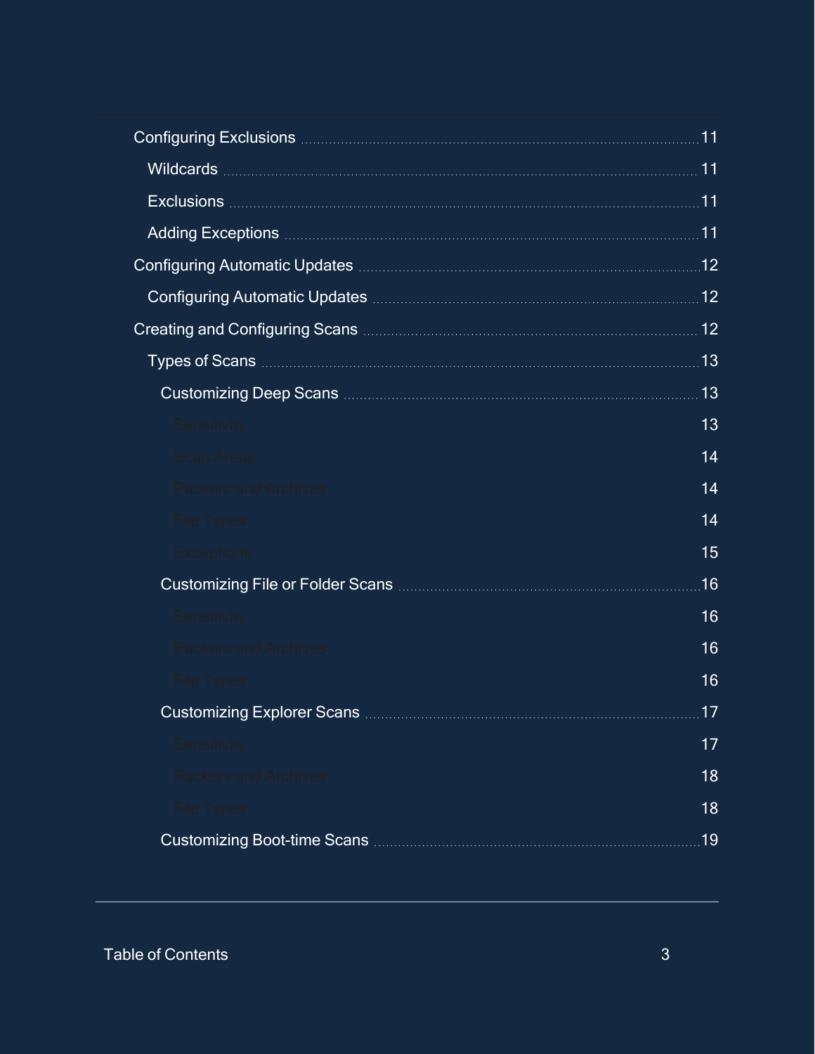- Configuring Exclusions ... 11
  - Wildcards ... 11
  - Exclusions ... 11
  - Adding Exceptions ... 11
- Configuring Automatic Updates ... 12
  - Configuring Automatic Updates ... 12
- Creating and Configuring Scans ... 12
  - Types of Scans ... 13
    - Customizing Deep Scans ... 13
      - Sensitivity ... 13
      - Scan Areas ... 14
      - Packers and Archives ... 14
      - File Types ... 14
      - Exceptions ... 15
    - Customizing File or Folder Scans ... 16
      - Sensitivity ... 16
      - Packers and Archives ... 16
      - File Types ... 16
    - Customizing Explorer Scans ... 17
      - Sensitivity ... 17
      - Packers and Archives ... 18
      - File Types ... 18
    - Customizing Boot-time Scans ... 19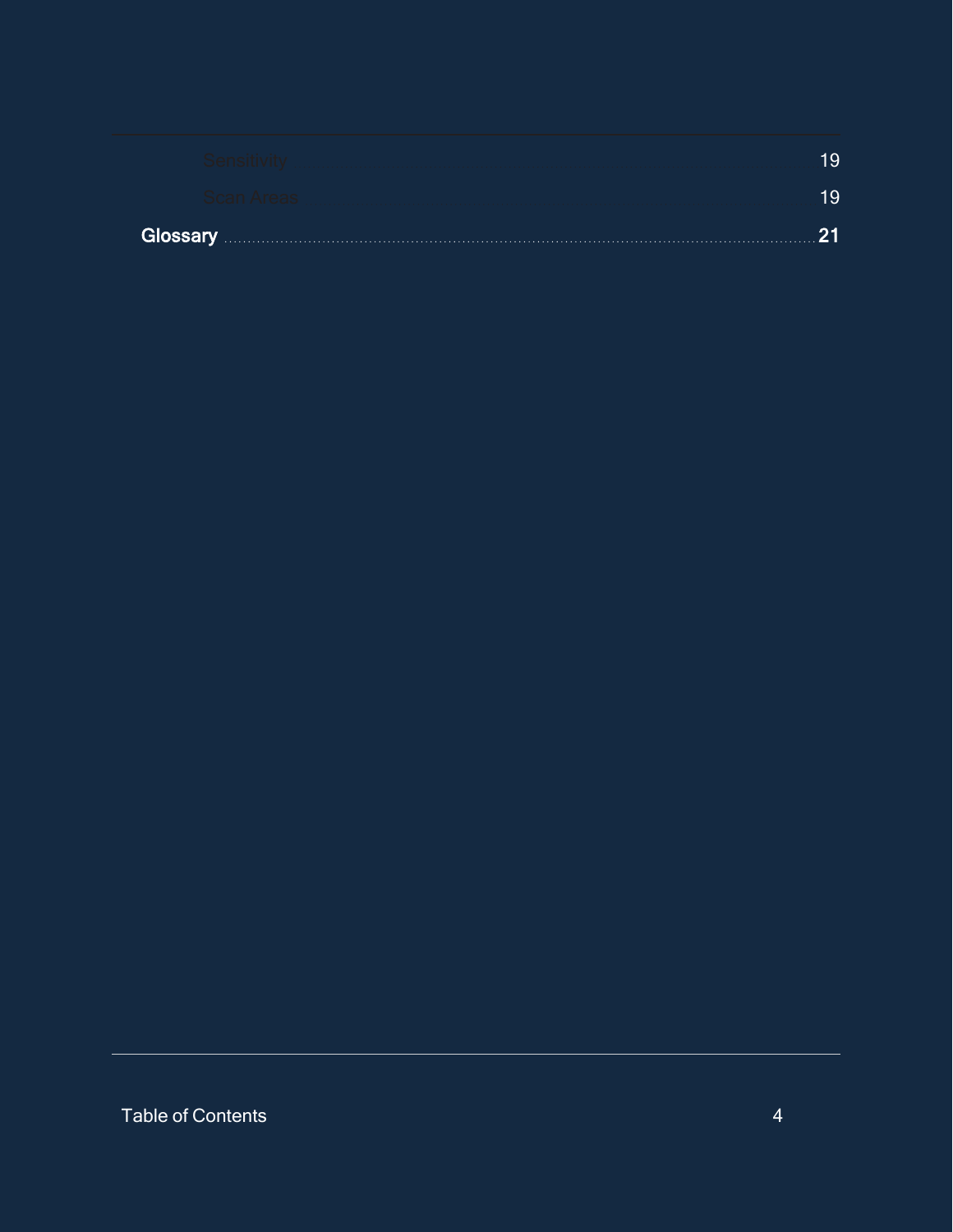Sensitivity 19

Scan Areas 19

**Glossary 21**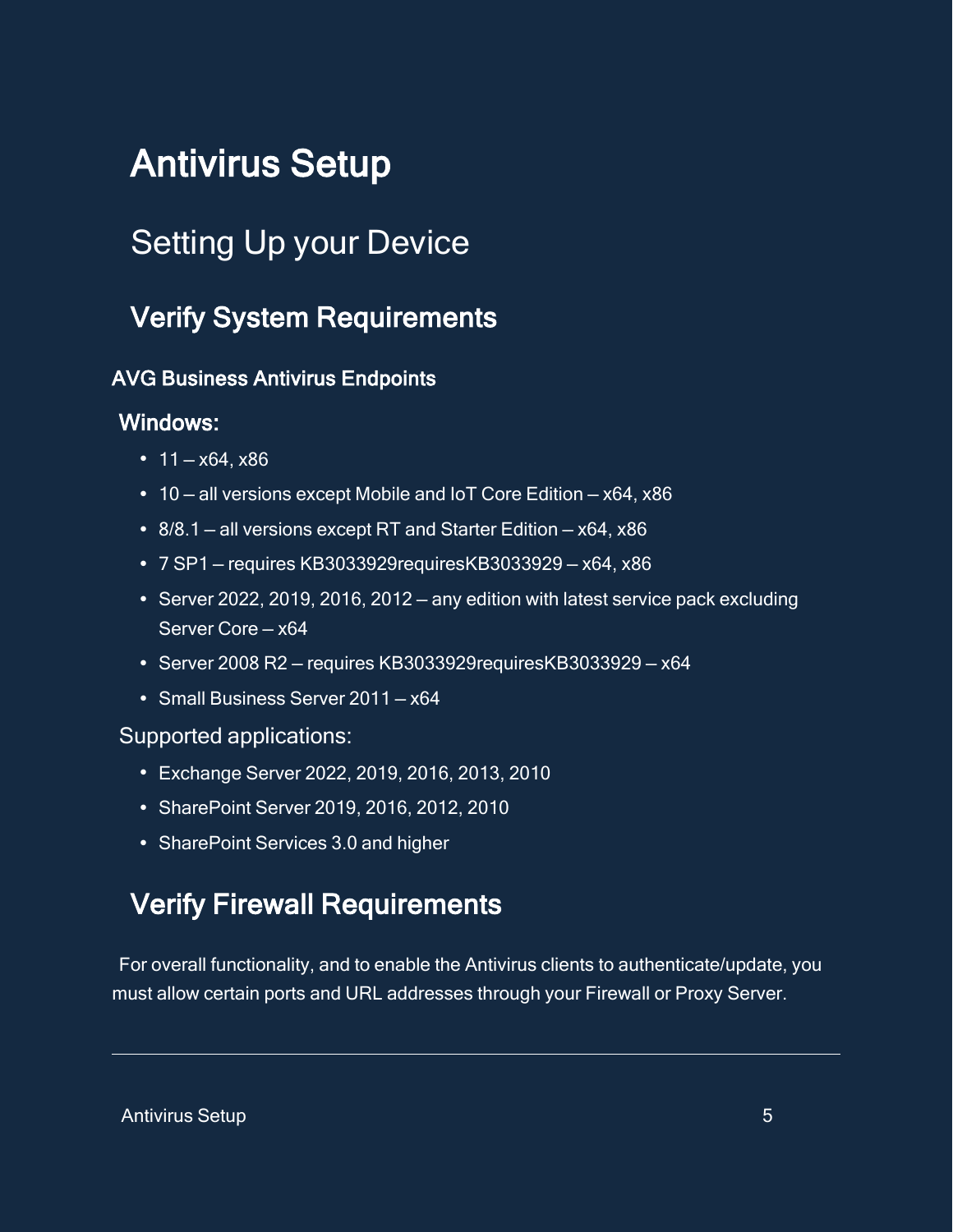# Antivirus Setup

## Setting Up your Device

### Verify System Requirements

**AVG Business Antivirus Endpoints**

**Windows:**

- 11 – x64, x86
- 10 – all versions except Mobile and IoT Core Edition – x64, x86
- 8/8.1 – all versions except RT and Starter Edition – x64, x86
- 7 SP1 – requires KB3033929requiresKB3033929 – x64, x86
- Server 2022, 2019, 2016, 2012 – any edition with latest service pack excluding Server Core – x64
- Server 2008 R2 – requires KB3033929requiresKB3033929 – x64
- Small Business Server 2011 – x64

Supported applications:

- Exchange Server 2022, 2019, 2016, 2013, 2010
- SharePoint Server 2019, 2016, 2012, 2010
- SharePoint Services 3.0 and higher

### Verify Firewall Requirements

For overall functionality, and to enable the Antivirus clients to authenticate/update, you must allow certain ports and URL addresses through your Firewall or Proxy Server.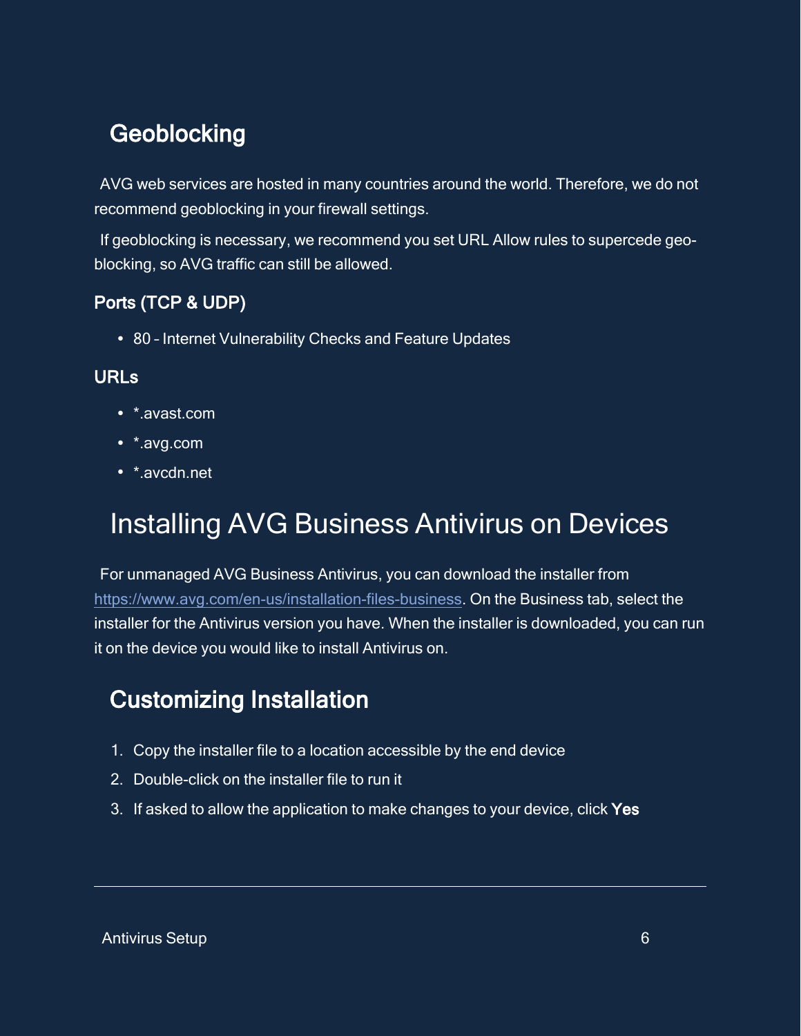## Geoblocking

AVG web services are hosted in many countries around the world. Therefore, we do not recommend geoblocking in your firewall settings.

If geoblocking is necessary, we recommend you set URL Allow rules to supercede geo-blocking, so AVG traffic can still be allowed.

### Ports (TCP & UDP)

- 80 – Internet Vulnerability Checks and Feature Updates

### URLs

- *.avast.com
- *.avg.com
- *.avcdn.net

# Installing AVG Business Antivirus on Devices

For unmanaged AVG Business Antivirus, you can download the installer from https://www.avg.com/en-us/installation-files-business. On the Business tab, select the installer for the Antivirus version you have. When the installer is downloaded, you can run it on the device you would like to install Antivirus on.

## Customizing Installation

1. Copy the installer file to a location accessible by the end device
2. Double-click on the installer file to run it
3. If asked to allow the application to make changes to your device, click **Yes**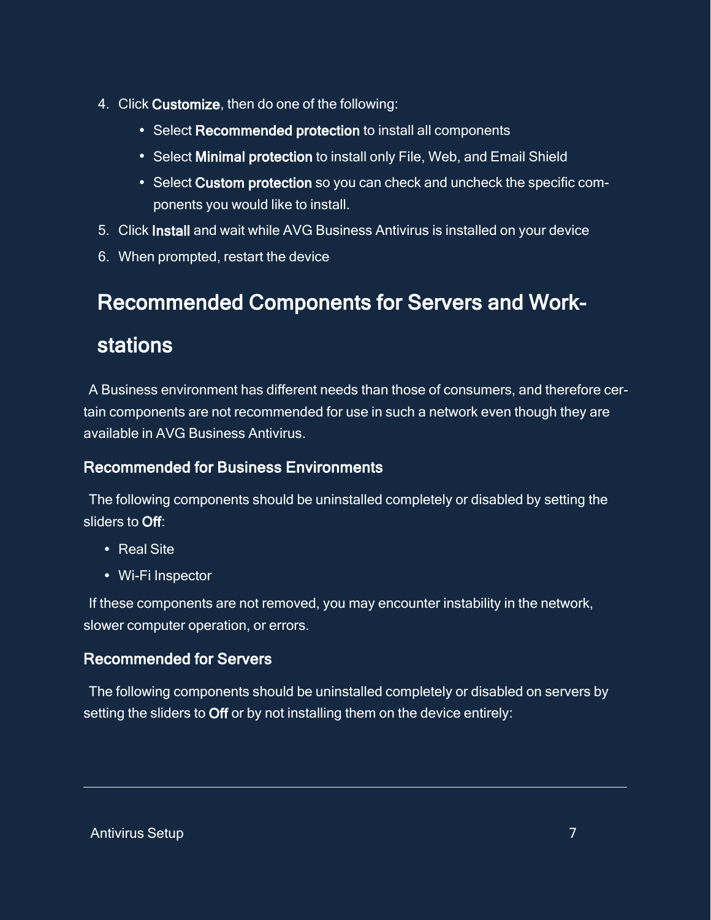4. Click **Customize**, then do one of the following:
   - Select **Recommended protection** to install all components
   - Select **Minimal protection** to install only File, Web, and Email Shield
   - Select **Custom protection** so you can check and uncheck the specific components you would like to install.
5. Click **Install** and wait while AVG Business Antivirus is installed on your device
6. When prompted, restart the device

## Recommended Components for Servers and Workstations

A Business environment has different needs than those of consumers, and therefore certain components are not recommended for use in such a network even though they are available in AVG Business Antivirus.

### Recommended for Business Environments

The following components should be uninstalled completely or disabled by setting the sliders to **Off**:

- Real Site
- Wi-Fi Inspector

If these components are not removed, you may encounter instability in the network, slower computer operation, or errors.

### Recommended for Servers

The following components should be uninstalled completely or disabled on servers by setting the sliders to **Off** or by not installing them on the device entirely: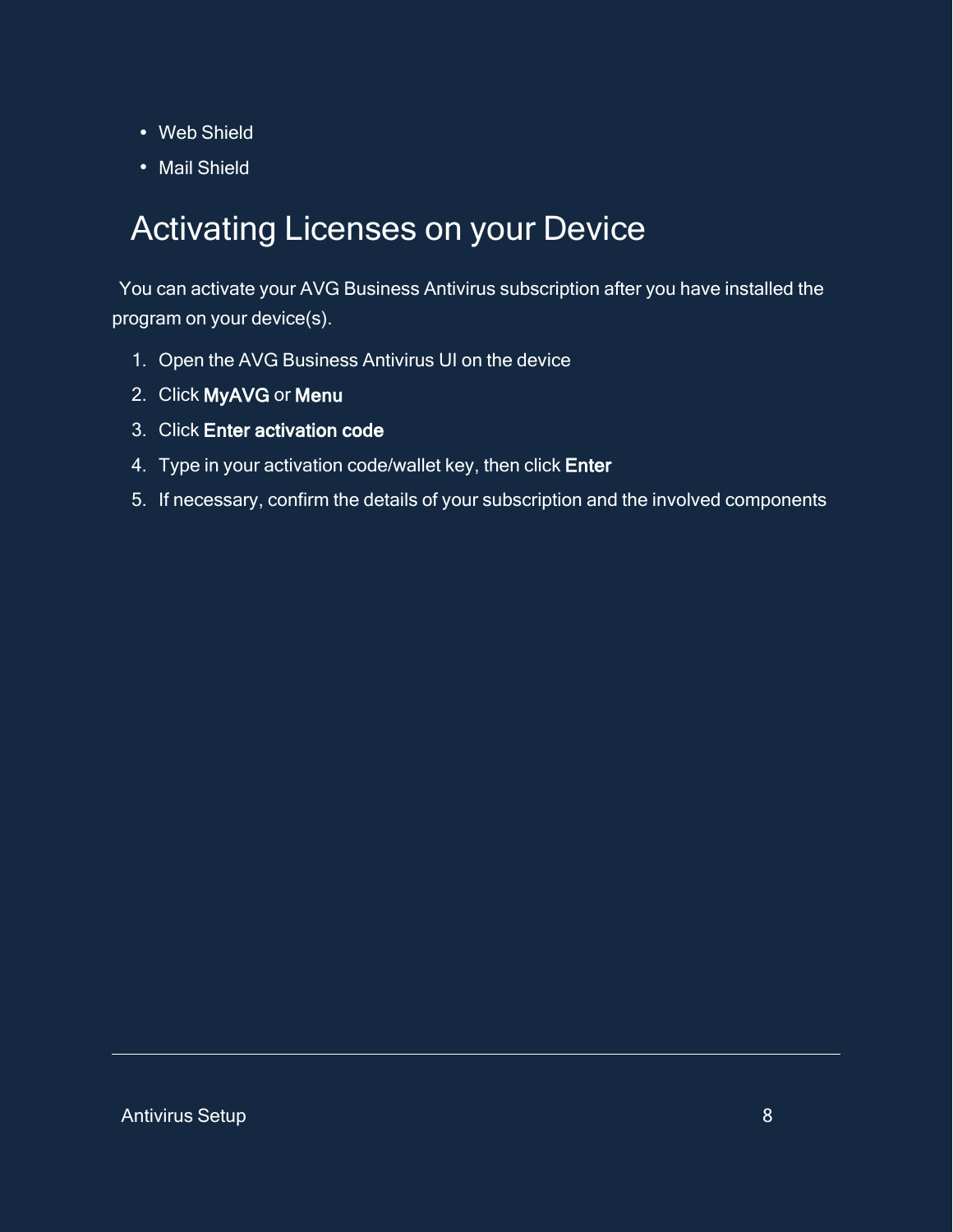- Web Shield
- Mail Shield

## Activating Licenses on your Device

You can activate your AVG Business Antivirus subscription after you have installed the program on your device(s).

1. Open the AVG Business Antivirus UI on the device
2. Click **MyAVG** or **Menu**
3. Click **Enter activation code**
4. Type in your activation code/wallet key, then click **Enter**
5. If necessary, confirm the details of your subscription and the involved components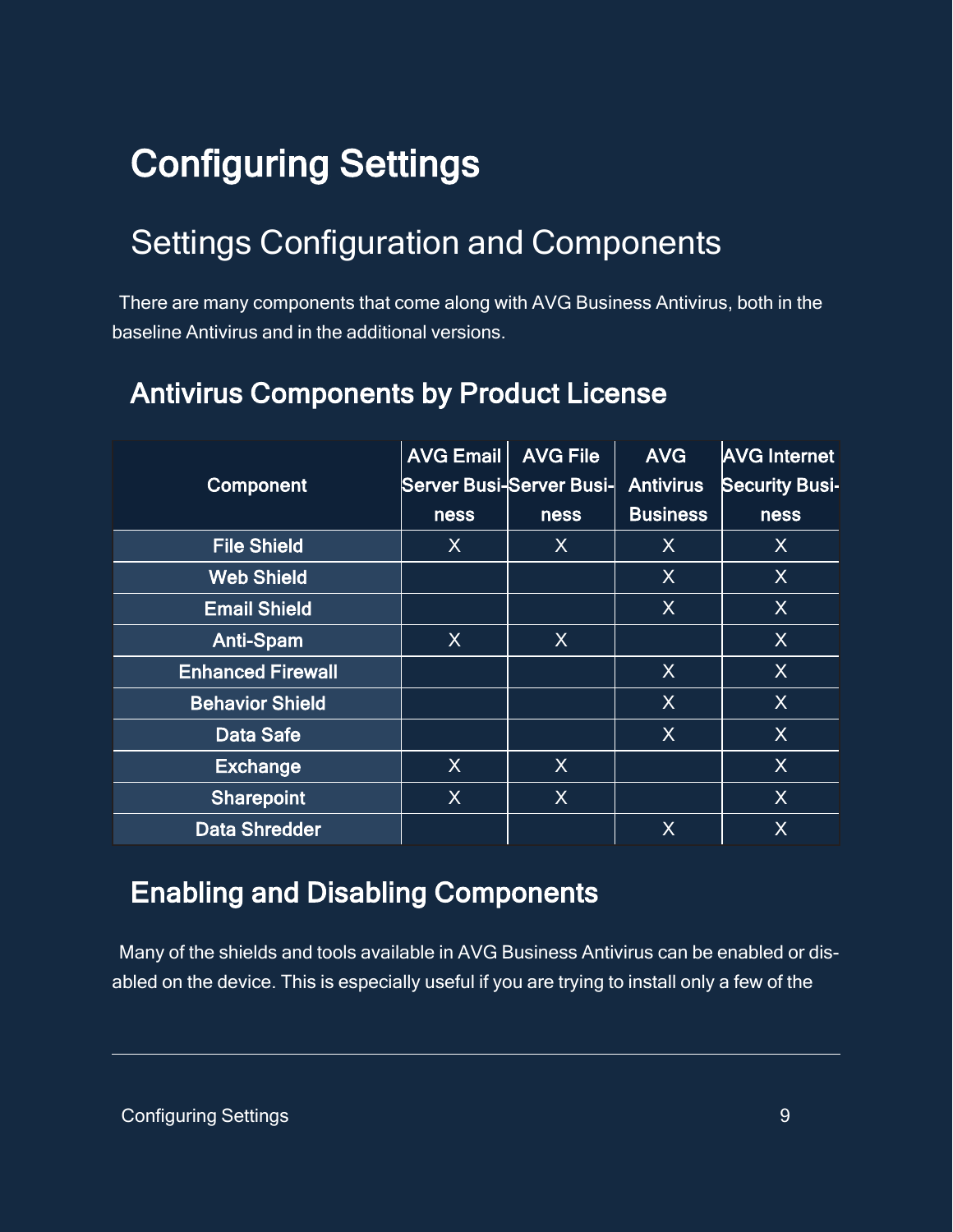# Configuring Settings

## Settings Configuration and Components

There are many components that come along with AVG Business Antivirus, both in the baseline Antivirus and in the additional versions.

### Antivirus Components by Product License

| Component | AVG Email Server Business | AVG File Server Business | AVG Antivirus Business | AVG Internet Security Business |
|---|---|---|---|---|
| File Shield | X | X | X | X |
| Web Shield | | | X | X |
| Email Shield | | | X | X |
| Anti-Spam | X | X | | X |
| Enhanced Firewall | | | X | X |
| Behavior Shield | | | X | X |
| Data Safe | | | X | X |
| Exchange | X | X | | X |
| Sharepoint | X | X | | X |
| Data Shredder | | | X | X |

### Enabling and Disabling Components

Many of the shields and tools available in AVG Business Antivirus can be enabled or disabled on the device. This is especially useful if you are trying to install only a few of the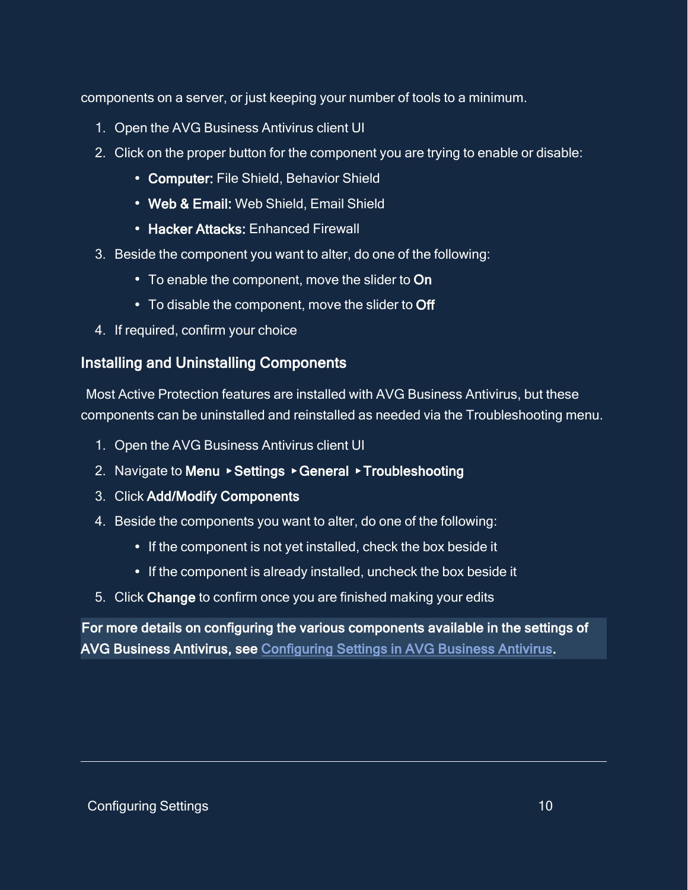components on a server, or just keeping your number of tools to a minimum.

1. Open the AVG Business Antivirus client UI
2. Click on the proper button for the component you are trying to enable or disable:
   - **Computer:** File Shield, Behavior Shield
   - **Web & Email:** Web Shield, Email Shield
   - **Hacker Attacks:** Enhanced Firewall
3. Beside the component you want to alter, do one of the following:
   - To enable the component, move the slider to **On**
   - To disable the component, move the slider to **Off**
4. If required, confirm your choice

### Installing and Uninstalling Components

Most Active Protection features are installed with AVG Business Antivirus, but these components can be uninstalled and reinstalled as needed via the Troubleshooting menu.

1. Open the AVG Business Antivirus client UI
2. Navigate to **Menu** ▸ **Settings** ▸ **General** ▸ **Troubleshooting**
3. Click **Add/Modify Components**
4. Beside the components you want to alter, do one of the following:
   - If the component is not yet installed, check the box beside it
   - If the component is already installed, uncheck the box beside it
5. Click **Change** to confirm once you are finished making your edits

**For more details on configuring the various components available in the settings of AVG Business Antivirus, see [Configuring Settings in AVG Business Antivirus](#).**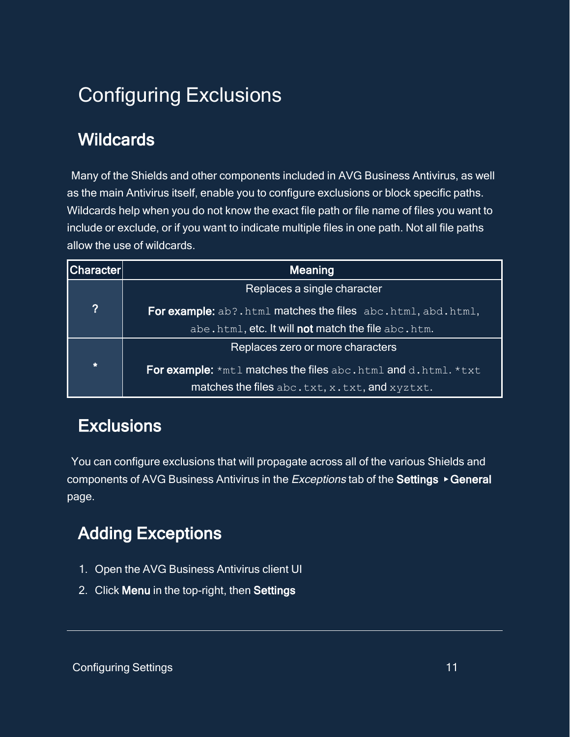# Configuring Exclusions

## Wildcards

Many of the Shields and other components included in AVG Business Antivirus, as well as the main Antivirus itself, enable you to configure exclusions or block specific paths. Wildcards help when you do not know the exact file path or file name of files you want to include or exclude, or if you want to indicate multiple files in one path. Not all file paths allow the use of wildcards.

| Character | Meaning |
| --- | --- |
| **?** | Replaces a single character<br><br>**For example:** `ab?.html` matches the files `abc.html`, `abd.html`, `abe.html`, etc. It will **not** match the file `abc.htm`. |
| **\*** | Replaces zero or more characters<br><br>**For example:** `*mtl` matches the files `abc.html` and `d.html`. `*txt` matches the files `abc.txt`, `x.txt`, and `xyztxt`. |

## Exclusions

You can configure exclusions that will propagate across all of the various Shields and components of AVG Business Antivirus in the *Exceptions* tab of the **Settings ▸ General** page.

## Adding Exceptions

1. Open the AVG Business Antivirus client UI
2. Click **Menu** in the top-right, then **Settings**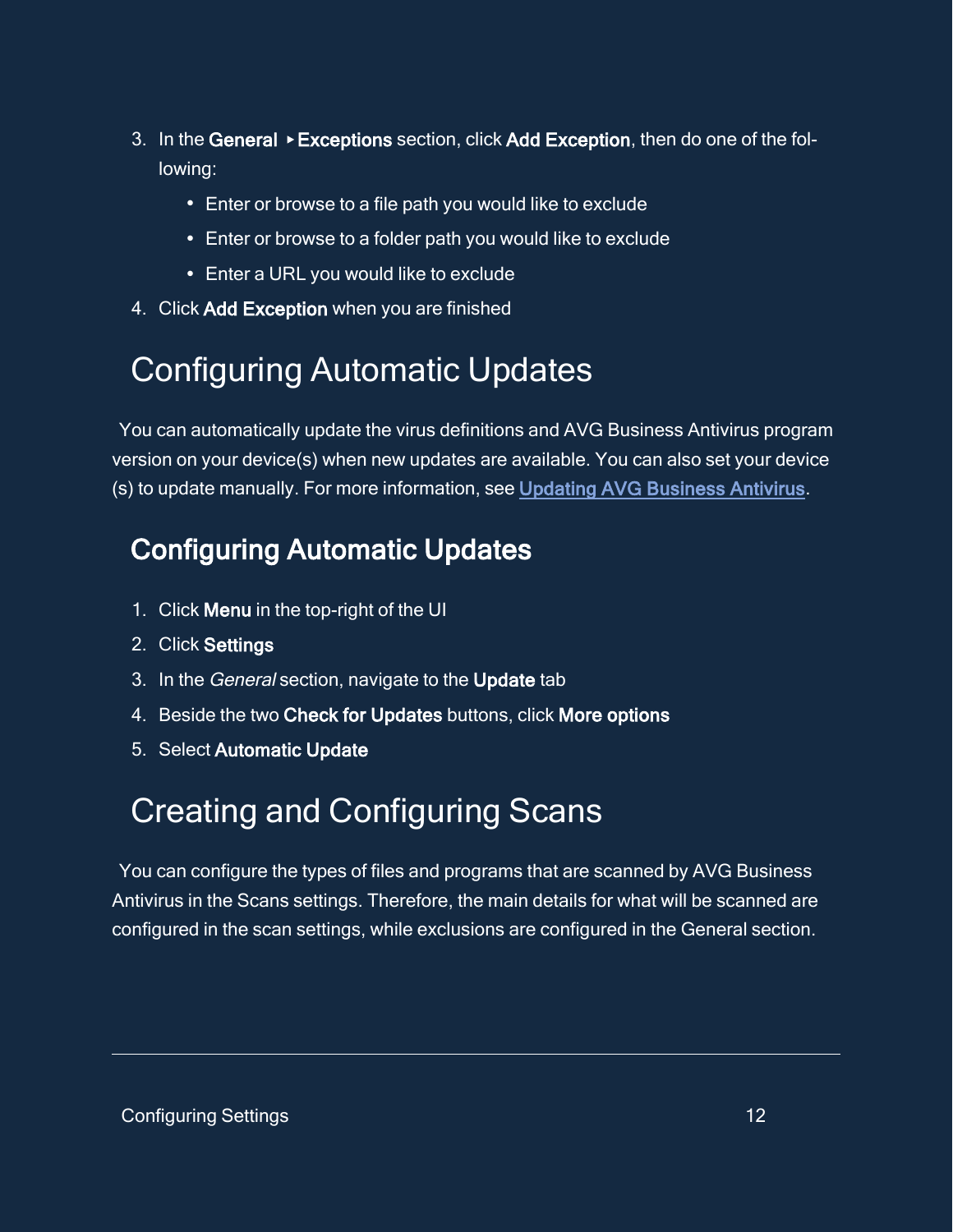3. In the **General ‣Exceptions** section, click **Add Exception**, then do one of the following:
    - Enter or browse to a file path you would like to exclude
    - Enter or browse to a folder path you would like to exclude
    - Enter a URL you would like to exclude
4. Click **Add Exception** when you are finished

# Configuring Automatic Updates

You can automatically update the virus definitions and AVG Business Antivirus program version on your device(s) when new updates are available. You can also set your device (s) to update manually. For more information, see [Updating AVG Business Antivirus]().

## Configuring Automatic Updates

1. Click **Menu** in the top-right of the UI
2. Click **Settings**
3. In the *General* section, navigate to the **Update** tab
4. Beside the two **Check for Updates** buttons, click **More options**
5. Select **Automatic Update**

# Creating and Configuring Scans

You can configure the types of files and programs that are scanned by AVG Business Antivirus in the Scans settings. Therefore, the main details for what will be scanned are configured in the scan settings, while exclusions are configured in the General section.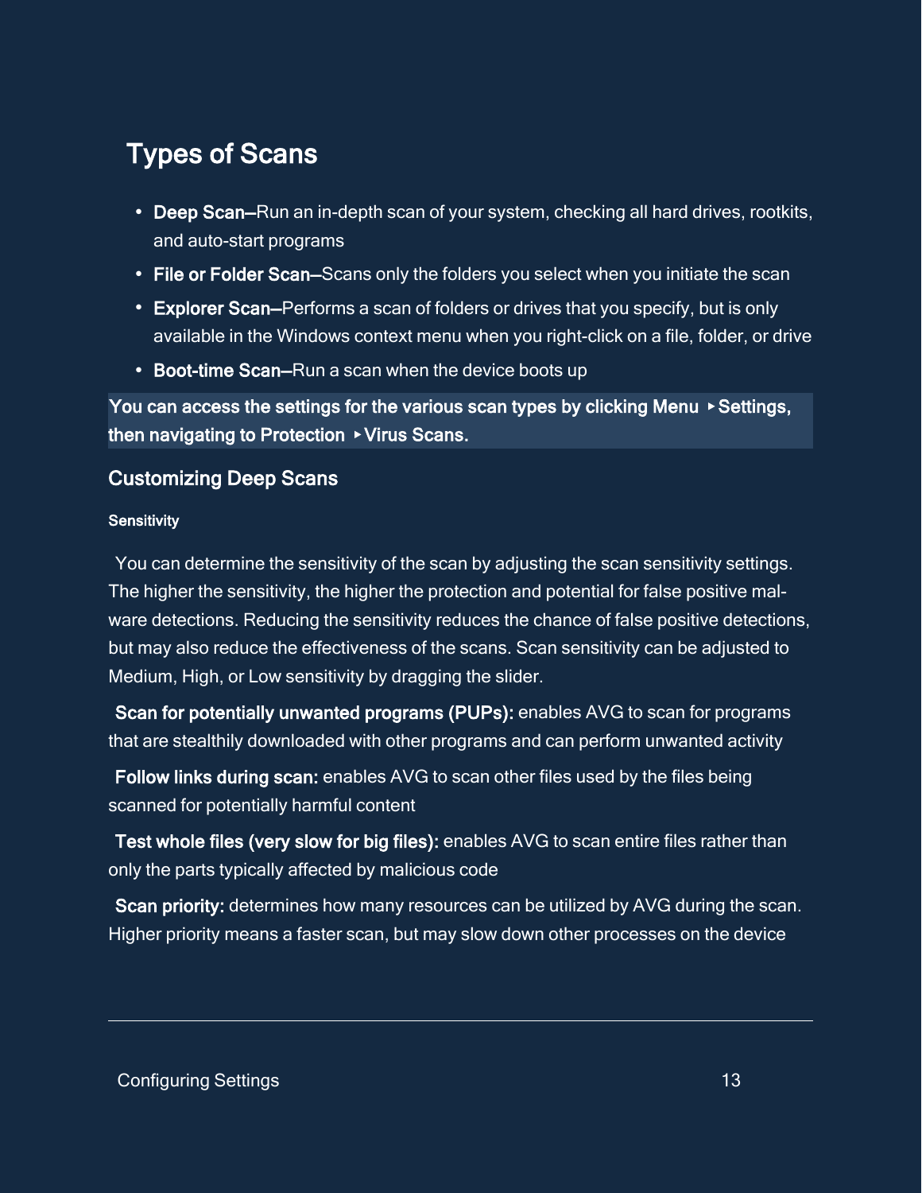## Types of Scans

- **Deep Scan**—Run an in-depth scan of your system, checking all hard drives, rootkits, and auto-start programs
- **File or Folder Scan**—Scans only the folders you select when you initiate the scan
- **Explorer Scan**—Performs a scan of folders or drives that you specify, but is only available in the Windows context menu when you right-click on a file, folder, or drive
- **Boot-time Scan**—Run a scan when the device boots up

**You can access the settings for the various scan types by clicking Menu ‣ Settings, then navigating to Protection ‣ Virus Scans.**

### Customizing Deep Scans

#### Sensitivity

You can determine the sensitivity of the scan by adjusting the scan sensitivity settings. The higher the sensitivity, the higher the protection and potential for false positive malware detections. Reducing the sensitivity reduces the chance of false positive detections, but may also reduce the effectiveness of the scans. Scan sensitivity can be adjusted to Medium, High, or Low sensitivity by dragging the slider.

**Scan for potentially unwanted programs (PUPs):** enables AVG to scan for programs that are stealthily downloaded with other programs and can perform unwanted activity

**Follow links during scan:** enables AVG to scan other files used by the files being scanned for potentially harmful content

**Test whole files (very slow for big files):** enables AVG to scan entire files rather than only the parts typically affected by malicious code

**Scan priority:** determines how many resources can be utilized by AVG during the scan. Higher priority means a faster scan, but may slow down other processes on the device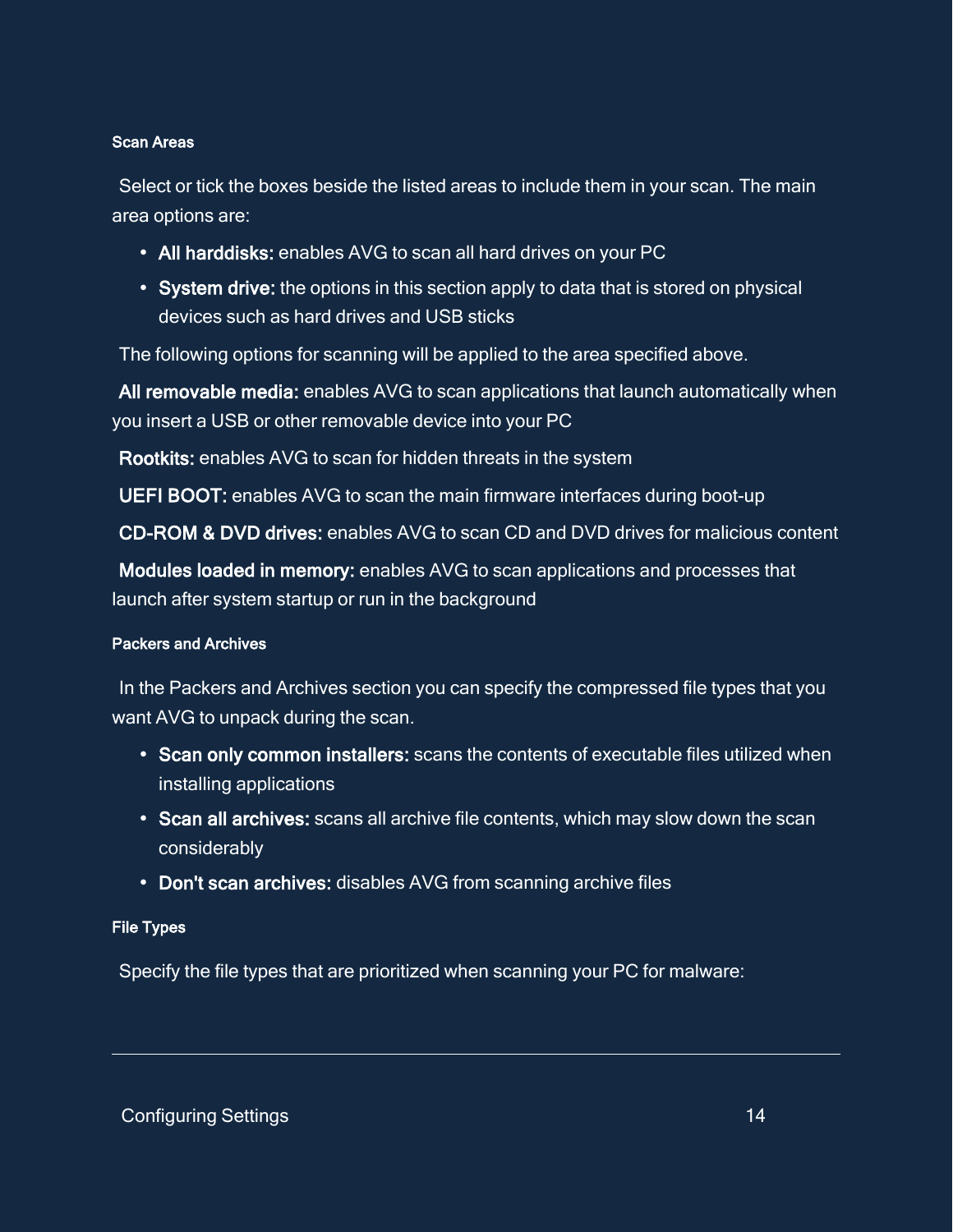### Scan Areas

Select or tick the boxes beside the listed areas to include them in your scan. The main area options are:

- **All harddisks:** enables AVG to scan all hard drives on your PC
- **System drive:** the options in this section apply to data that is stored on physical devices such as hard drives and USB sticks

The following options for scanning will be applied to the area specified above.

**All removable media:** enables AVG to scan applications that launch automatically when you insert a USB or other removable device into your PC

**Rootkits:** enables AVG to scan for hidden threats in the system

**UEFI BOOT:** enables AVG to scan the main firmware interfaces during boot-up

**CD-ROM & DVD drives:** enables AVG to scan CD and DVD drives for malicious content

**Modules loaded in memory:** enables AVG to scan applications and processes that launch after system startup or run in the background

### Packers and Archives

In the Packers and Archives section you can specify the compressed file types that you want AVG to unpack during the scan.

- **Scan only common installers:** scans the contents of executable files utilized when installing applications
- **Scan all archives:** scans all archive file contents, which may slow down the scan considerably
- **Don't scan archives:** disables AVG from scanning archive files

### File Types

Specify the file types that are prioritized when scanning your PC for malware: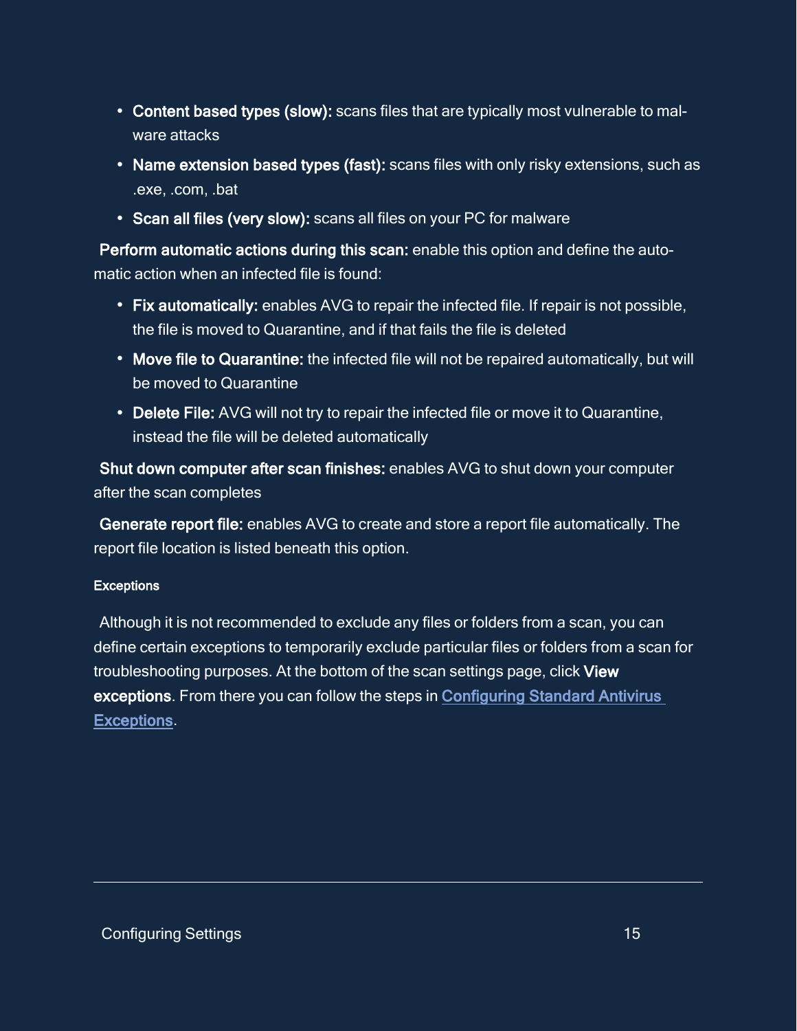- **Content based types (slow):** scans files that are typically most vulnerable to malware attacks
- **Name extension based types (fast):** scans files with only risky extensions, such as .exe, .com, .bat
- **Scan all files (very slow):** scans all files on your PC for malware

**Perform automatic actions during this scan:** enable this option and define the automatic action when an infected file is found:

- **Fix automatically:** enables AVG to repair the infected file. If repair is not possible, the file is moved to Quarantine, and if that fails the file is deleted
- **Move file to Quarantine:** the infected file will not be repaired automatically, but will be moved to Quarantine
- **Delete File:** AVG will not try to repair the infected file or move it to Quarantine, instead the file will be deleted automatically

**Shut down computer after scan finishes:** enables AVG to shut down your computer after the scan completes

**Generate report file:** enables AVG to create and store a report file automatically. The report file location is listed beneath this option.

#### Exceptions

Although it is not recommended to exclude any files or folders from a scan, you can define certain exceptions to temporarily exclude particular files or folders from a scan for troubleshooting purposes. At the bottom of the scan settings page, click **View exceptions**. From there you can follow the steps in Configuring Standard Antivirus Exceptions.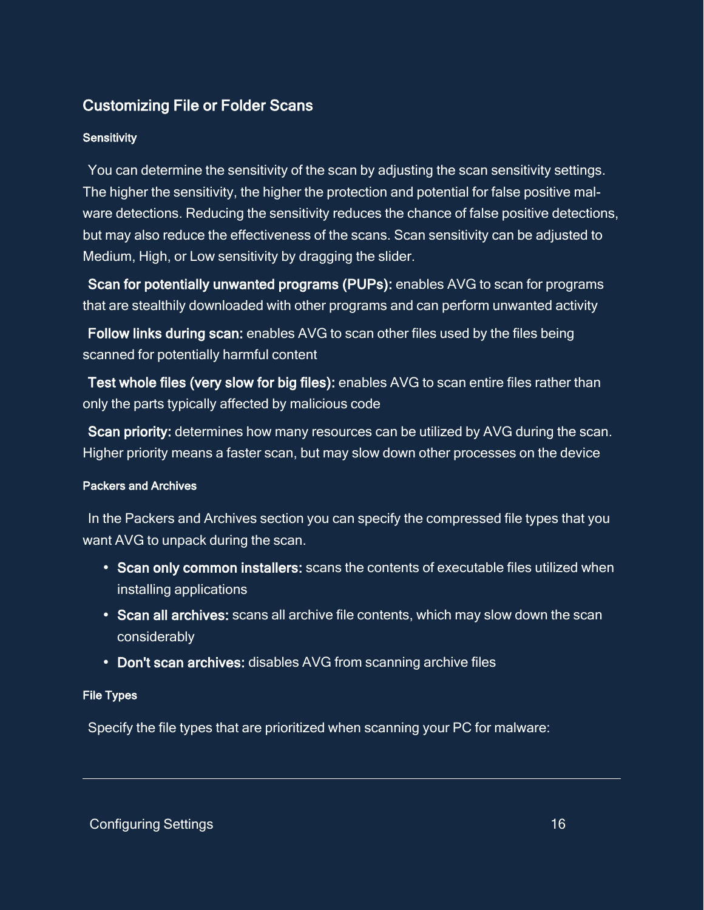## Customizing File or Folder Scans

#### Sensitivity

You can determine the sensitivity of the scan by adjusting the scan sensitivity settings. The higher the sensitivity, the higher the protection and potential for false positive malware detections. Reducing the sensitivity reduces the chance of false positive detections, but may also reduce the effectiveness of the scans. Scan sensitivity can be adjusted to Medium, High, or Low sensitivity by dragging the slider.

**Scan for potentially unwanted programs (PUPs):** enables AVG to scan for programs that are stealthily downloaded with other programs and can perform unwanted activity

**Follow links during scan:** enables AVG to scan other files used by the files being scanned for potentially harmful content

**Test whole files (very slow for big files):** enables AVG to scan entire files rather than only the parts typically affected by malicious code

**Scan priority:** determines how many resources can be utilized by AVG during the scan. Higher priority means a faster scan, but may slow down other processes on the device

#### Packers and Archives

In the Packers and Archives section you can specify the compressed file types that you want AVG to unpack during the scan.

- **Scan only common installers:** scans the contents of executable files utilized when installing applications
- **Scan all archives:** scans all archive file contents, which may slow down the scan considerably
- **Don't scan archives:** disables AVG from scanning archive files

#### File Types

Specify the file types that are prioritized when scanning your PC for malware: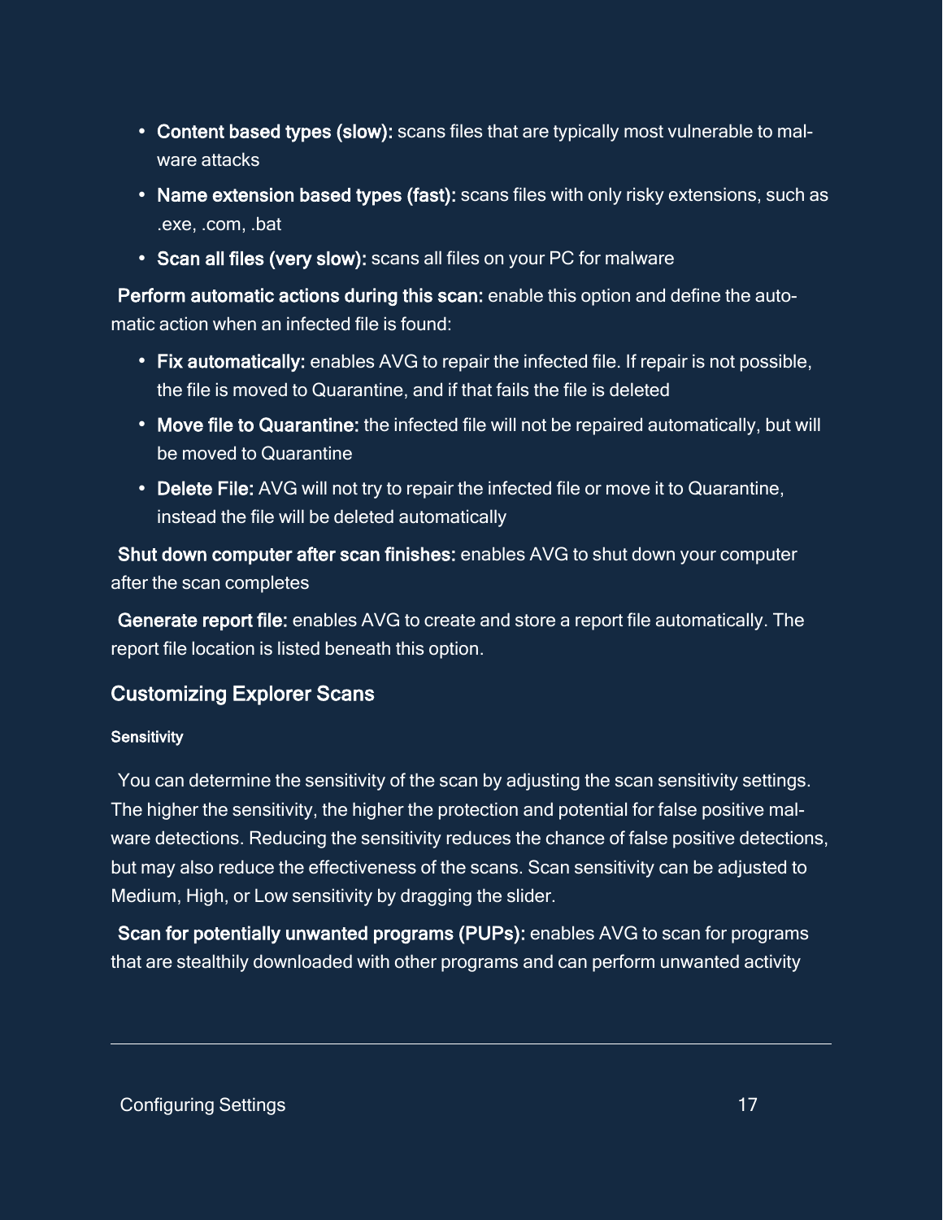- **Content based types (slow):** scans files that are typically most vulnerable to malware attacks
- **Name extension based types (fast):** scans files with only risky extensions, such as .exe, .com, .bat
- **Scan all files (very slow):** scans all files on your PC for malware

**Perform automatic actions during this scan:** enable this option and define the automatic action when an infected file is found:

- **Fix automatically:** enables AVG to repair the infected file. If repair is not possible, the file is moved to Quarantine, and if that fails the file is deleted
- **Move file to Quarantine:** the infected file will not be repaired automatically, but will be moved to Quarantine
- **Delete File:** AVG will not try to repair the infected file or move it to Quarantine, instead the file will be deleted automatically

**Shut down computer after scan finishes:** enables AVG to shut down your computer after the scan completes

**Generate report file:** enables AVG to create and store a report file automatically. The report file location is listed beneath this option.

## Customizing Explorer Scans

#### Sensitivity

You can determine the sensitivity of the scan by adjusting the scan sensitivity settings. The higher the sensitivity, the higher the protection and potential for false positive malware detections. Reducing the sensitivity reduces the chance of false positive detections, but may also reduce the effectiveness of the scans. Scan sensitivity can be adjusted to Medium, High, or Low sensitivity by dragging the slider.

**Scan for potentially unwanted programs (PUPs):** enables AVG to scan for programs that are stealthily downloaded with other programs and can perform unwanted activity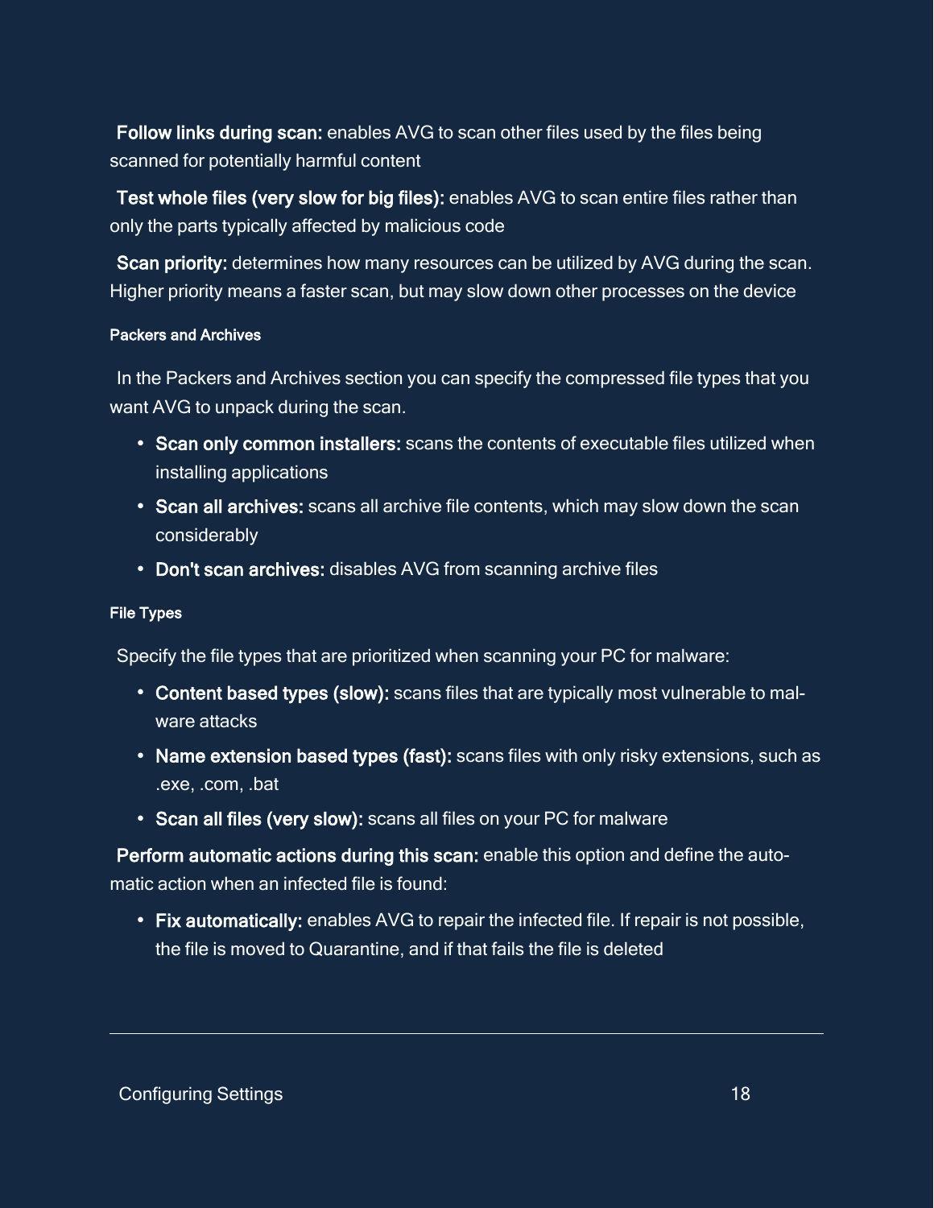**Follow links during scan:** enables AVG to scan other files used by the files being scanned for potentially harmful content

**Test whole files (very slow for big files):** enables AVG to scan entire files rather than only the parts typically affected by malicious code

**Scan priority:** determines how many resources can be utilized by AVG during the scan. Higher priority means a faster scan, but may slow down other processes on the device

#### Packers and Archives

In the Packers and Archives section you can specify the compressed file types that you want AVG to unpack during the scan.

- **Scan only common installers:** scans the contents of executable files utilized when installing applications
- **Scan all archives:** scans all archive file contents, which may slow down the scan considerably
- **Don't scan archives:** disables AVG from scanning archive files

#### File Types

Specify the file types that are prioritized when scanning your PC for malware:

- **Content based types (slow):** scans files that are typically most vulnerable to malware attacks
- **Name extension based types (fast):** scans files with only risky extensions, such as .exe, .com, .bat
- **Scan all files (very slow):** scans all files on your PC for malware

**Perform automatic actions during this scan:** enable this option and define the automatic action when an infected file is found:

- **Fix automatically:** enables AVG to repair the infected file. If repair is not possible, the file is moved to Quarantine, and if that fails the file is deleted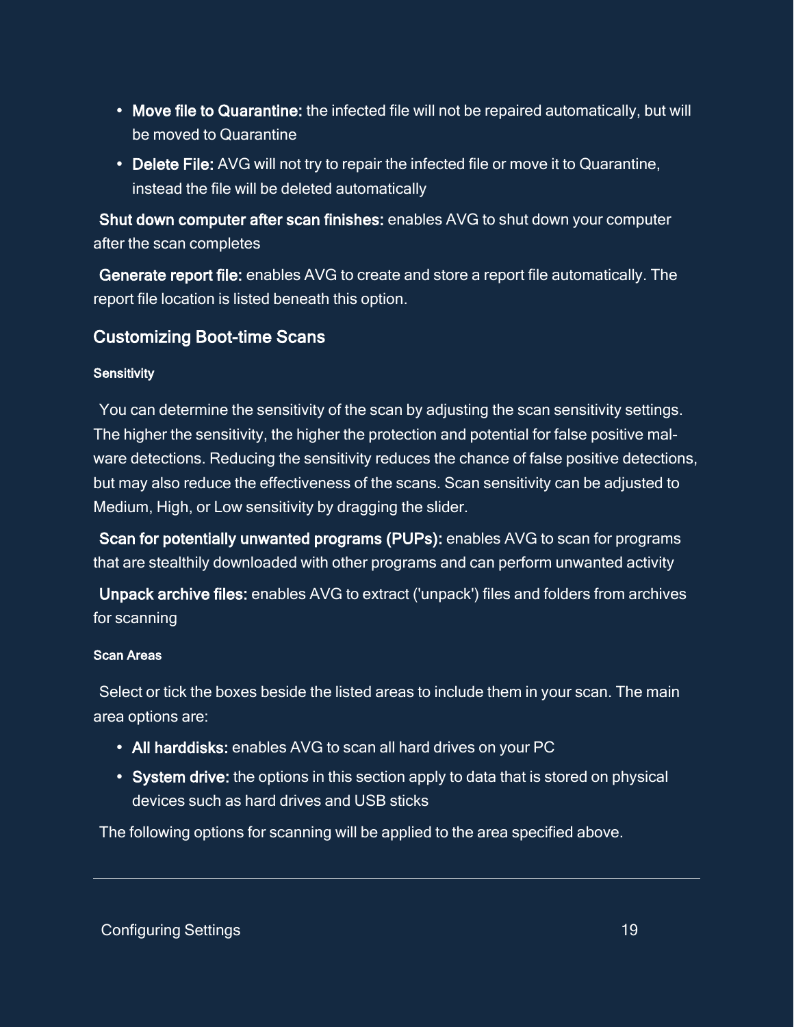- **Move file to Quarantine:** the infected file will not be repaired automatically, but will be moved to Quarantine
- **Delete File:** AVG will not try to repair the infected file or move it to Quarantine, instead the file will be deleted automatically

**Shut down computer after scan finishes:** enables AVG to shut down your computer after the scan completes

**Generate report file:** enables AVG to create and store a report file automatically. The report file location is listed beneath this option.

## Customizing Boot-time Scans

#### Sensitivity

You can determine the sensitivity of the scan by adjusting the scan sensitivity settings. The higher the sensitivity, the higher the protection and potential for false positive malware detections. Reducing the sensitivity reduces the chance of false positive detections, but may also reduce the effectiveness of the scans. Scan sensitivity can be adjusted to Medium, High, or Low sensitivity by dragging the slider.

**Scan for potentially unwanted programs (PUPs):** enables AVG to scan for programs that are stealthily downloaded with other programs and can perform unwanted activity

**Unpack archive files:** enables AVG to extract ('unpack') files and folders from archives for scanning

#### Scan Areas

Select or tick the boxes beside the listed areas to include them in your scan. The main area options are:

- **All harddisks:** enables AVG to scan all hard drives on your PC
- **System drive:** the options in this section apply to data that is stored on physical devices such as hard drives and USB sticks

The following options for scanning will be applied to the area specified above.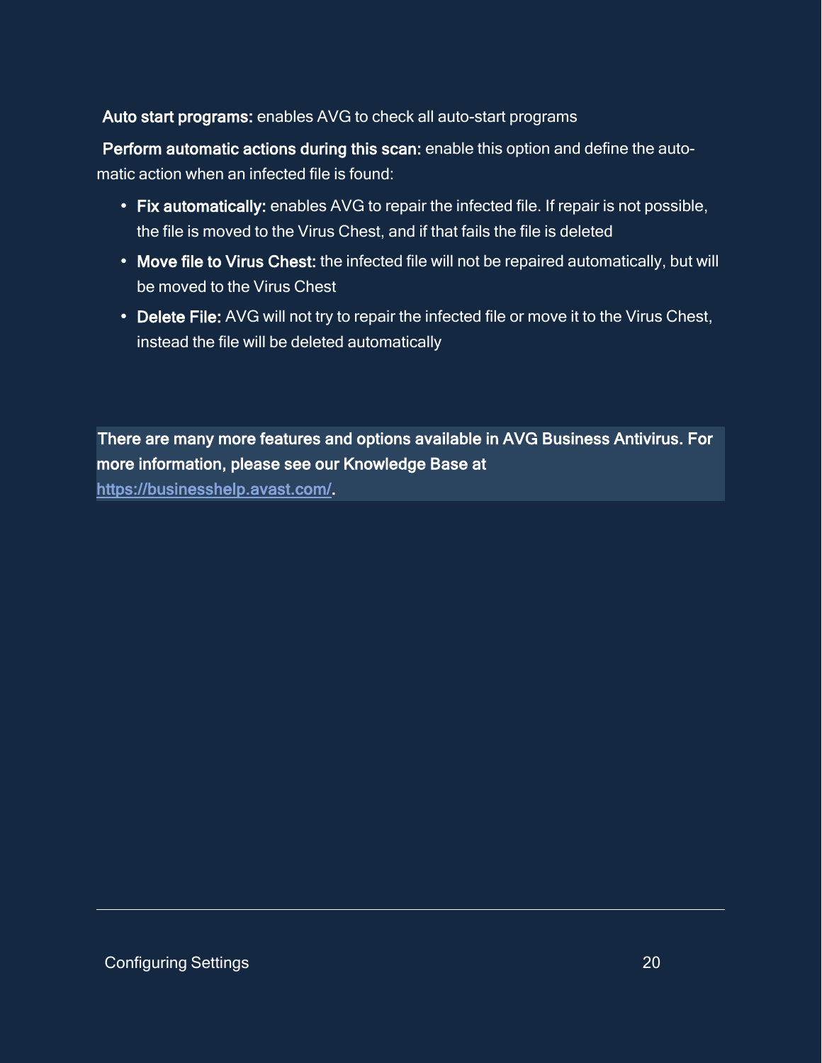**Auto start programs:** enables AVG to check all auto-start programs

**Perform automatic actions during this scan:** enable this option and define the automatic action when an infected file is found:

- **Fix automatically:** enables AVG to repair the infected file. If repair is not possible, the file is moved to the Virus Chest, and if that fails the file is deleted
- **Move file to Virus Chest:** the infected file will not be repaired automatically, but will be moved to the Virus Chest
- **Delete File:** AVG will not try to repair the infected file or move it to the Virus Chest, instead the file will be deleted automatically

**There are many more features and options available in AVG Business Antivirus. For more information, please see our Knowledge Base at [https://businesshelp.avast.com/](https://businesshelp.avast.com/).**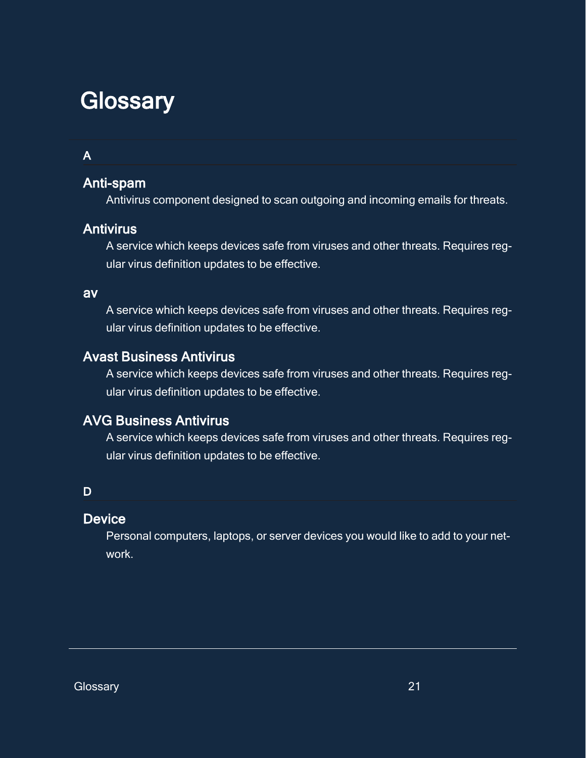# Glossary

## A

### Anti-spam

Antivirus component designed to scan outgoing and incoming emails for threats.

### Antivirus

A service which keeps devices safe from viruses and other threats. Requires regular virus definition updates to be effective.

### av

A service which keeps devices safe from viruses and other threats. Requires regular virus definition updates to be effective.

### Avast Business Antivirus

A service which keeps devices safe from viruses and other threats. Requires regular virus definition updates to be effective.

### AVG Business Antivirus

A service which keeps devices safe from viruses and other threats. Requires regular virus definition updates to be effective.

## D

### Device

Personal computers, laptops, or server devices you would like to add to your network.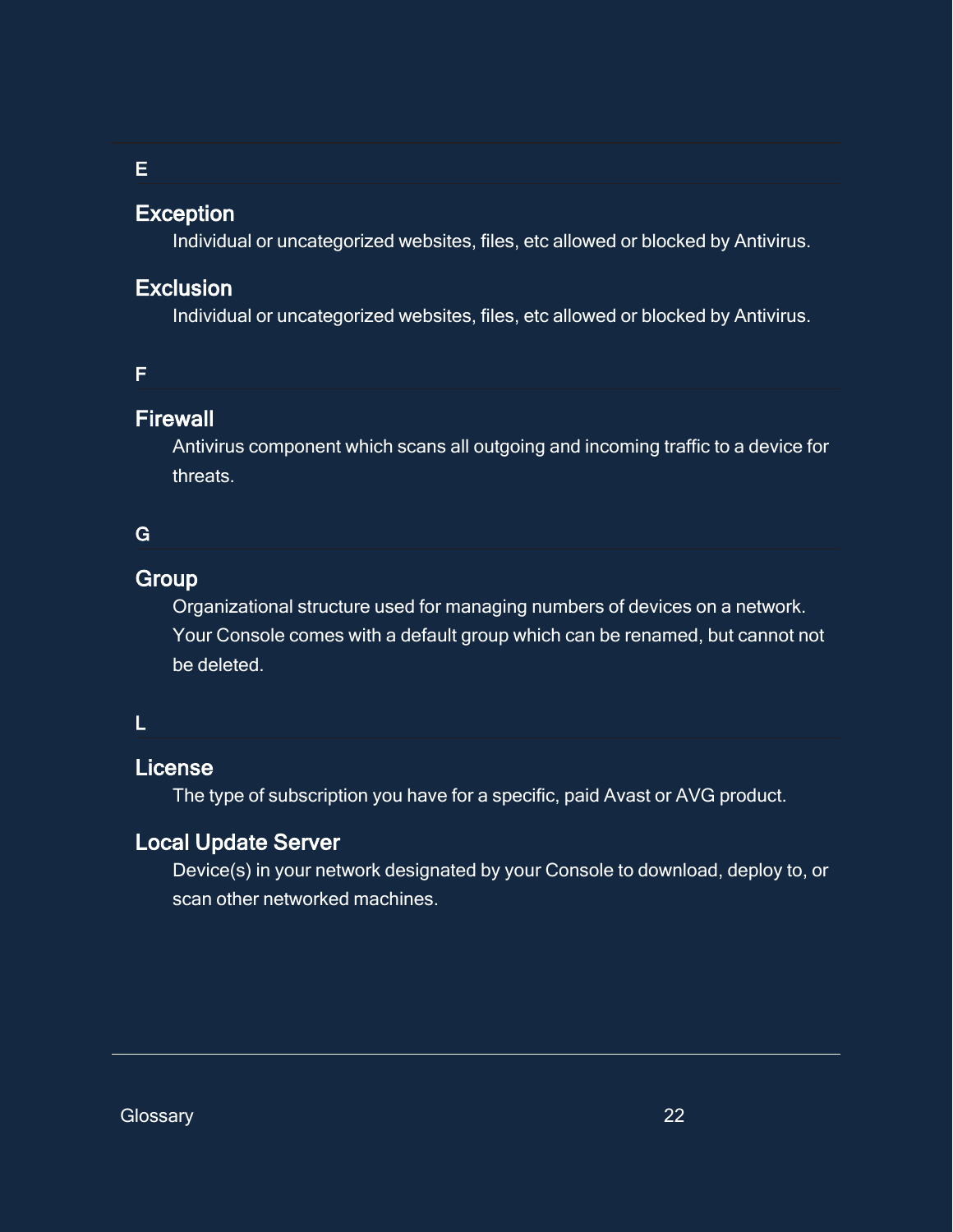## E

### Exception

Individual or uncategorized websites, files, etc allowed or blocked by Antivirus.

### Exclusion

Individual or uncategorized websites, files, etc allowed or blocked by Antivirus.

## F

### Firewall

Antivirus component which scans all outgoing and incoming traffic to a device for threats.

## G

### Group

Organizational structure used for managing numbers of devices on a network. Your Console comes with a default group which can be renamed, but cannot not be deleted.

## L

### License

The type of subscription you have for a specific, paid Avast or AVG product.

### Local Update Server

Device(s) in your network designated by your Console to download, deploy to, or scan other networked machines.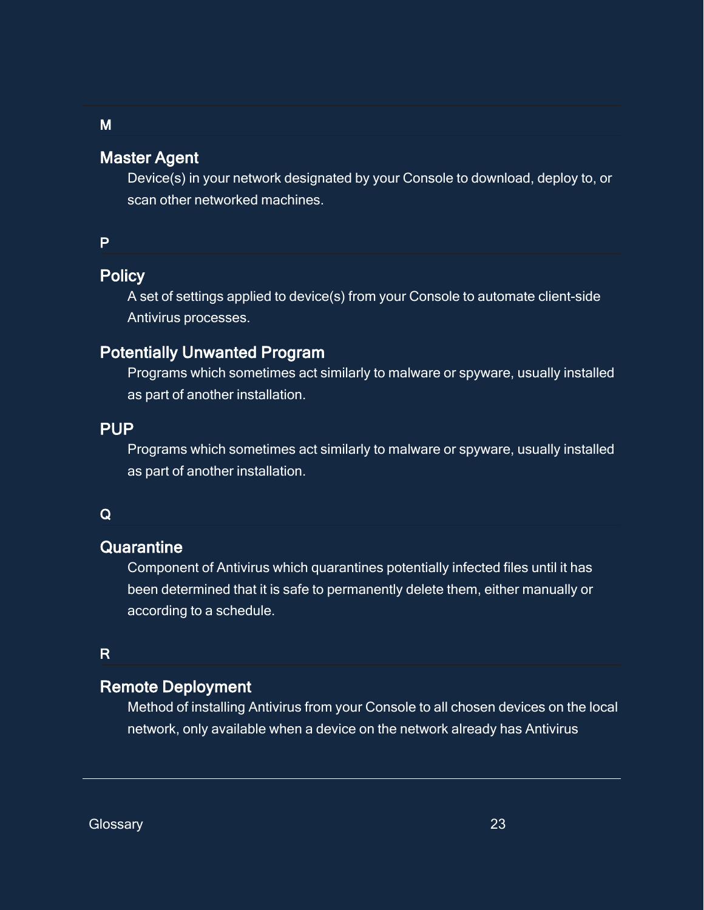## M

### Master Agent

Device(s) in your network designated by your Console to download, deploy to, or scan other networked machines.

## P

### Policy

A set of settings applied to device(s) from your Console to automate client-side Antivirus processes.

### Potentially Unwanted Program

Programs which sometimes act similarly to malware or spyware, usually installed as part of another installation.

### PUP

Programs which sometimes act similarly to malware or spyware, usually installed as part of another installation.

## Q

### Quarantine

Component of Antivirus which quarantines potentially infected files until it has been determined that it is safe to permanently delete them, either manually or according to a schedule.

## R

### Remote Deployment

Method of installing Antivirus from your Console to all chosen devices on the local network, only available when a device on the network already has Antivirus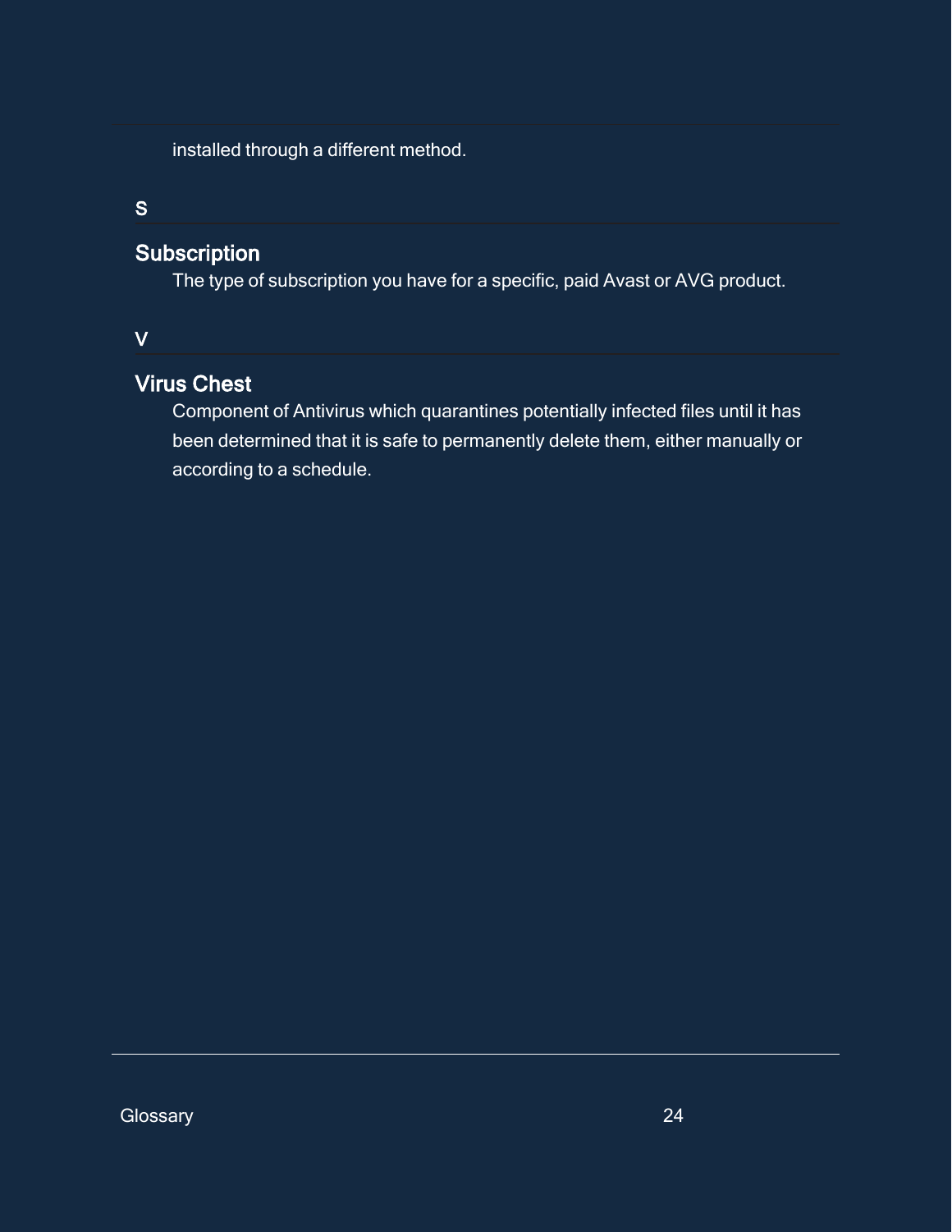installed through a different method.

## S

### Subscription

The type of subscription you have for a specific, paid Avast or AVG product.

## V

### Virus Chest

Component of Antivirus which quarantines potentially infected files until it has been determined that it is safe to permanently delete them, either manually or according to a schedule.